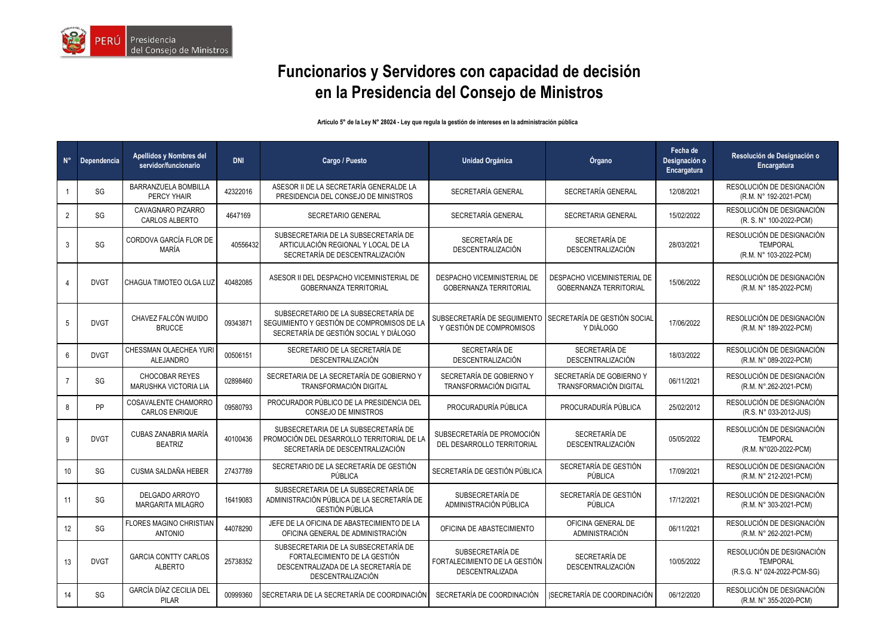# Funcionarios y Servidores con capacidad de decisión en la Presidencia del Consejo de Ministros

**Artículo 5° de la Ley N° 28024 - Ley que regula la gestión de intereses en la administración pública**

| N° | Dependencia | Apellidos y Nombres del servidor/funcionario | DNI | Cargo / Puesto | Unidad Orgánica | Órgano | Fecha de Designación o Encargatura | Resolución de Designación o Encargatura |
|---|---|---|---|---|---|---|---|---|
| 1 | SG | BARRANZUELA BOMBILLA PERCY YHAIR | 42322016 | ASESOR II DE LA SECRETARÍA GENERALDE LA PRESIDENCIA DEL CONSEJO DE MINISTROS | SECRETARÍA GENERAL | SECRETARÍA GENERAL | 12/08/2021 | RESOLUCIÓN DE DESIGNACIÓN (R.M. N° 192-2021-PCM) |
| 2 | SG | CAVAGNARO PIZARRO CARLOS ALBERTO | 4647169 | SECRETARIO GENERAL | SECRETARÍA GENERAL | SECRETARIA GENERAL | 15/02/2022 | RESOLUCIÓN DE DESIGNACIÓN (R. S. N° 100-2022-PCM) |
| 3 | SG | CORDOVA GARCÍA FLOR DE MARÍA | 40556432 | SUBSECRETARIA DE LA SUBSECRETARÍA DE ARTICULACIÓN REGIONAL Y LOCAL DE LA SECRETARÍA DE DESCENTRALIZACIÓN | SECRETARÍA DE DESCENTRALIZACIÓN | SECRETARÍA DE DESCENTRALIZACIÓN | 28/03/2021 | RESOLUCIÓN DE DESIGNACIÓN TEMPORAL (R.M. N° 103-2022-PCM) |
| 4 | DVGT | CHAGUA TIMOTEO OLGA LUZ | 40482085 | ASESOR II DEL DESPACHO VICEMINISTERIAL DE GOBERNANZA TERRITORIAL | DESPACHO VICEMINISTERIAL DE GOBERNANZA TERRITORIAL | DESPACHO VICEMINISTERIAL DE GOBERNANZA TERRITORIAL | 15/06/2022 | RESOLUCIÓN DE DESIGNACIÓN (R.M. N° 185-2022-PCM) |
| 5 | DVGT | CHAVEZ FALCÓN WUIDO BRUCCE | 09343871 | SUBSECRETARIO DE LA SUBSECRETARÍA DE SEGUIMIENTO Y GESTIÓN DE COMPROMISOS DE LA SECRETARÍA DE GESTIÓN SOCIAL Y DIÁLOGO | SUBSECRETARÍA DE SEGUIMIENTO Y GESTIÓN DE COMPROMISOS | SECRETARÍA DE GESTIÓN SOCIAL Y DIÁLOGO | 17/06/2022 | RESOLUCIÓN DE DESIGNACIÓN (R.M. N° 189-2022-PCM) |
| 6 | DVGT | CHESSMAN OLAECHEA YURI ALEJANDRO | 00506151 | SECRETARIO DE LA SECRETARÍA DE DESCENTRALIZACIÓN | SECRETARÍA DE DESCENTRALIZACIÓN | SECRETARÍA DE DESCENTRALIZACIÓN | 18/03/2022 | RESOLUCIÓN DE DESIGNACIÓN (R.M. N° 089-2022-PCM) |
| 7 | SG | CHOCOBAR REYES MARUSHKA VICTORIA LIA | 02898460 | SECRETARIA DE LA SECRETARÍA DE GOBIERNO Y TRANSFORMACIÓN DIGITAL | SECRETARÍA DE GOBIERNO Y TRANSFORMACIÓN DIGITAL | SECRETARÍA DE GOBIERNO Y TRANSFORMACIÓN DIGITAL | 06/11/2021 | RESOLUCIÓN DE DESIGNACIÓN (R.M. N°.262-2021-PCM) |
| 8 | PP | COSAVALENTE CHAMORRO CARLOS ENRIQUE | 09580793 | PROCURADOR PÚBLICO DE LA PRESIDENCIA DEL CONSEJO DE MINISTROS | PROCURADURÍA PÚBLICA | PROCURADURÍA PÚBLICA | 25/02/2012 | RESOLUCIÓN DE DESIGNACIÓN (R.S. N° 033-2012-JUS) |
| 9 | DVGT | CUBAS ZANABRIA MARÍA BEATRIZ | 40100436 | SUBSECRETARIA DE LA SUBSECRETARÍA DE PROMOCIÓN DEL DESARROLLO TERRITORIAL DE LA SECRETARÍA DE DESCENTRALIZACIÓN | SUBSECRETARÍA DE PROMOCIÓN DEL DESARROLLO TERRITORIAL | SECRETARÍA DE DESCENTRALIZACIÓN | 05/05/2022 | RESOLUCIÓN DE DESIGNACIÓN TEMPORAL (R.M. N°020-2022-PCM) |
| 10 | SG | CUSMA SALDAÑA HEBER | 27437789 | SECRETARIO DE LA SECRETARÍA DE GESTIÓN PÚBLICA | SECRETARÍA DE GESTIÓN PÚBLICA | SECRETARÍA DE GESTIÓN PÚBLICA | 17/09/2021 | RESOLUCIÓN DE DESIGNACIÓN (R.M. N° 212-2021-PCM) |
| 11 | SG | DELGADO ARROYO MARGARITA MILAGRO | 16419083 | SUBSECRETARIA DE LA SUBSECRETARÍA DE ADMINISTRACIÓN PÚBLICA DE LA SECRETARÍA DE GESTIÓN PÚBLICA | SUBSECRETARÍA DE ADMINISTRACIÓN PÚBLICA | SECRETARÍA DE GESTIÓN PÚBLICA | 17/12/2021 | RESOLUCIÓN DE DESIGNACIÓN (R.M. N° 303-2021-PCM) |
| 12 | SG | FLORES MAGINO CHRISTIAN ANTONIO | 44078290 | JEFE DE LA OFICINA DE ABASTECIMIENTO DE LA OFICINA GENERAL DE ADMINISTRACIÓN | OFICINA DE ABASTECIMIENTO | OFICINA GENERAL DE ADMINISTRACIÓN | 06/11/2021 | RESOLUCIÓN DE DESIGNACIÓN (R.M. N° 262-2021-PCM) |
| 13 | DVGT | GARCIA CONTTY CARLOS ALBERTO | 25738352 | SUBSECRETARIA DE LA SUBSECRETARÍA DE FORTALECIMIENTO DE LA GESTIÓN DESCENTRALIZADA DE LA SECRETARÍA DE DESCENTRALIZACIÓN | SUBSECRETARÍA DE FORTALECIMIENTO DE LA GESTIÓN DESCENTRALIZADA | SECRETARÍA DE DESCENTRALIZACIÓN | 10/05/2022 | RESOLUCIÓN DE DESIGNACIÓN TEMPORAL (R.S.G. N° 024-2022-PCM-SG) |
| 14 | SG | GARCÍA DÍAZ CECILIA DEL PILAR | 00999360 | SECRETARIA DE LA SECRETARÍA DE COORDINACIÓN | SECRETARÍA DE COORDINACIÓN | \|SECRETARÍA DE COORDINACIÓN | 06/12/2020 | RESOLUCIÓN DE DESIGNACIÓN (R.M. N° 355-2020-PCM) |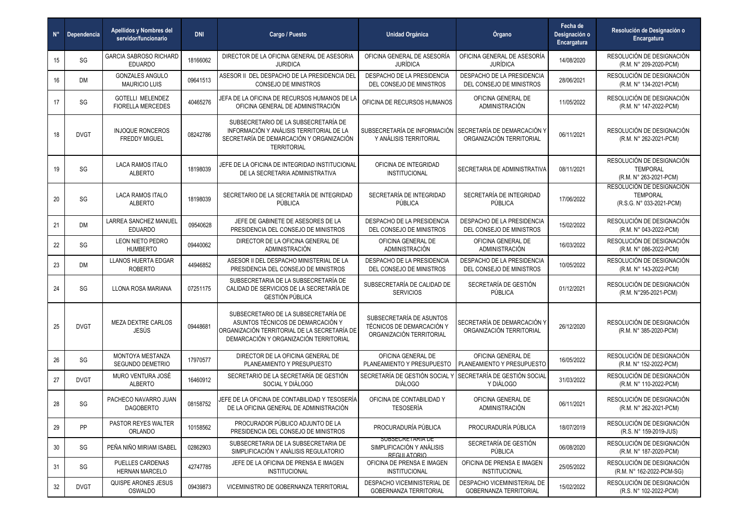| N° | Dependencia | Apellidos y Nombres del servidor/funcionario | DNI | Cargo / Puesto | Unidad Orgánica | Órgano | Fecha de Designación o Encargatura | Resolución de Designación o Encargatura |
|---|---|---|---|---|---|---|---|---|
| 15 | SG | GARCIA SABROSO RICHARD EDUARDO | 18166062 | DIRECTOR DE LA OFICINA GENERAL DE ASESORIA JURIDICA | OFICINA GENERAL DE ASESORÍA JURÍDICA | OFICINA GENERAL DE ASESORÍA JURÍDICA | 14/08/2020 | RESOLUCIÓN DE DESIGNACIÓN (R.M. N° 209-2020-PCM) |
| 16 | DM | GONZALES ANGULO MAURICIO LUIS | 09641513 | ASESOR II DEL DESPACHO DE LA PRESIDENCIA DEL CONSEJO DE MINISTROS | DESPACHO DE LA PRESIDENCIA DEL CONSEJO DE MINISTROS | DESPACHO DE LA PRESIDENCIA DEL CONSEJO DE MINISTROS | 28/06/2021 | RESOLUCIÓN DE DESIGNACIÓN (R.M. N° 134-2021-PCM) |
| 17 | SG | GOTELLI MELENDEZ FIORELLA MERCEDES | 40465276 | JEFA DE LA OFICINA DE RECURSOS HUMANOS DE LA OFICINA GENERAL DE ADMINISTRACIÓN | OFICINA DE RECURSOS HUMANOS | OFICINA GENERAL DE ADMINISTRACIÓN | 11/05/2022 | RESOLUCIÓN DE DESIGNACIÓN (R.M. N° 147-2022-PCM) |
| 18 | DVGT | INJOQUE RONCEROS FREDDY MIGUEL | 08242786 | SUBSECRETARIO DE LA SUBSECRETARÍA DE INFORMACIÓN Y ANÁLISIS TERRITORIAL DE LA SECRETARÍA DE DEMARCACIÓN Y ORGANIZACIÓN TERRITORIAL | SUBSECRETARÍA DE INFORMACIÓN Y ANÁLISIS TERRITORIAL | SECRETARÍA DE DEMARCACIÓN Y ORGANIZACIÓN TERRITORIAL | 06/11/2021 | RESOLUCIÓN DE DESIGNACIÓN (R.M. N° 262-2021-PCM) |
| 19 | SG | LACA RAMOS ITALO ALBERTO | 18198039 | JEFE DE LA OFICINA DE INTEGRIDAD INSTITUCIONAL DE LA SECRETARIA ADMINISTRATIVA | OFICINA DE INTEGRIDAD INSTITUCIONAL | SECRETARIA DE ADMINISTRATIVA | 08/11/2021 | RESOLUCIÓN DE DESIGNACIÓN TEMPORAL (R.M. N° 263-2021-PCM) |
| 20 | SG | LACA RAMOS ITALO ALBERTO | 18198039 | SECRETARIO DE LA SECRETARÍA DE INTEGRIDAD PÚBLICA | SECRETARÍA DE INTEGRIDAD PÚBLICA | SECRETARÍA DE INTEGRIDAD PÚBLICA | 17/06/2022 | RESOLUCIÓN DE DESIGNACIÓN TEMPORAL (R.S.G. N° 033-2021-PCM) |
| 21 | DM | LARREA SANCHEZ MANUEL EDUARDO | 09540628 | JEFE DE GABINETE DE ASESORES DE LA PRESIDENCIA DEL CONSEJO DE MINISTROS | DESPACHO DE LA PRESIDENCIA DEL CONSEJO DE MINISTROS | DESPACHO DE LA PRESIDENCIA DEL CONSEJO DE MINISTROS | 15/02/2022 | RESOLUCIÓN DE DESIGNACIÓN (R.M. N° 043-2022-PCM) |
| 22 | SG | LEON NIETO PEDRO HUMBERTO | 09440062 | DIRECTOR DE LA OFICINA GENERAL DE ADMINISTRACIÓN | OFICINA GENERAL DE ADMINISTRACIÓN | OFICINA GENERAL DE ADMINISTRACIÓN | 16/03/2022 | RESOLUCIÓN DE DESIGNACIÓN (R.M. N° 086-2022-PCM) |
| 23 | DM | LLANOS HUERTA EDGAR ROBERTO | 44946852 | ASESOR II DEL DESPACHO MINISTERIAL DE LA PRESIDENCIA DEL CONSEJO DE MINISTROS | DESPACHO DE LA PRESIDENCIA DEL CONSEJO DE MINISTROS | DESPACHO DE LA PRESIDENCIA DEL CONSEJO DE MINISTROS | 10/05/2022 | RESOLUCIÓN DE DESIGNACIÓN (R.M. N° 143-2022-PCM) |
| 24 | SG | LLONA ROSA MARIANA | 07251175 | SUBSECRETARIA DE LA SUBSECRETARÍA DE CALIDAD DE SERVICIOS DE LA SECRETARÍA DE GESTIÓN PÚBLICA | SUBSECRETARÍA DE CALIDAD DE SERVICIOS | SECRETARÍA DE GESTIÓN PÚBLICA | 01/12/2021 | RESOLUCIÓN DE DESIGNACIÓN (R.M. N°295-2021-PCM) |
| 25 | DVGT | MEZA DEXTRE CARLOS JESÚS | 09448681 | SUBSECRETARIO DE LA SUBSECRETARÍA DE ASUNTOS TÉCNICOS DE DEMARCACIÓN Y ORGANIZACIÓN TERRITORIAL DE LA SECRETARÍA DE DEMARCACIÓN Y ORGANIZACIÓN TERRITORIAL | SUBSECRETARÍA DE ASUNTOS TÉCNICOS DE DEMARCACIÓN Y ORGANIZACIÓN TERRITORIAL | SECRETARÍA DE DEMARCACIÓN Y ORGANIZACIÓN TERRITORIAL | 26/12/2020 | RESOLUCIÓN DE DESIGNACIÓN (R.M. N° 385-2020-PCM) |
| 26 | SG | MONTOYA MESTANZA SEGUNDO DEMETRIO | 17970577 | DIRECTOR DE LA OFICINA GENERAL DE PLANEAMIENTO Y PRESUPUESTO | OFICINA GENERAL DE PLANEAMIENTO Y PRESUPUESTO | OFICINA GENERAL DE PLANEAMIENTO Y PRESUPUESTO | 16/05/2022 | RESOLUCIÓN DE DESIGNACIÓN (R.M. N° 152-2022-PCM) |
| 27 | DVGT | MURO VENTURA JOSÉ ALBERTO | 16460912 | SECRETARIO DE LA SECRETARÍA DE GESTIÓN SOCIAL Y DIÁLOGO | SECRETARÍA DE GESTIÓN SOCIAL Y DIÁLOGO | SECRETARÍA DE GESTIÓN SOCIAL Y DIÁLOGO | 31/03/2022 | RESOLUCIÓN DE DESIGNACIÓN (R.M. N° 110-2022-PCM) |
| 28 | SG | PACHECO NAVARRO JUAN DAGOBERTO | 08158752 | JEFE DE LA OFICINA DE CONTABILIDAD Y TESOSERÍA DE LA OFICINA GENERAL DE ADMINISTRACIÓN | OFICINA DE CONTABILIDAD Y TESOSERÍA | OFICINA GENERAL DE ADMINISTRACIÓN | 06/11/2021 | RESOLUCIÓN DE DESIGNACIÓN (R.M. N° 262-2021-PCM) |
| 29 | PP | PASTOR REYES WALTER ORLANDO | 10158562 | PROCURADOR PÚBLICO ADJUNTO DE LA PRESIDENCIA DEL CONSEJO DE MINISTROS | PROCURADURÍA PÚBLICA | PROCURADURÍA PÚBLICA | 18/07/2019 | RESOLUCIÓN DE DESIGNACIÓN (R.S. N° 159-2019-JUS) |
| 30 | SG | PEÑA NIÑO MIRIAM ISABEL | 02862903 | SUBSECRETARIA DE LA SUBSECRETARIA DE SIMPLIFICACIÓN Y ANÁLISIS REGULATORIO | SUBSECRETARIA DE SIMPLIFICACIÓN Y ANÁLISIS REGULATORIO | SECRETARÍA DE GESTIÓN PÚBLICA | 06/08/2020 | RESOLUCIÓN DE DESIGNACIÓN (R.M. N° 187-2020-PCM) |
| 31 | SG | PUELLES CARDENAS HERNAN MARCELO | 42747785 | JEFE DE LA OFICINA DE PRENSA E IMAGEN INSTITUCIONAL | OFICINA DE PRENSA E IMAGEN INSTITUCIONAL | OFICINA DE PRENSA E IMAGEN INSTITUCIONAL | 25/05/2022 | RESOLUCIÓN DE DESIGNACIÓN (R.M. N° 162-2022-PCM-SG) |
| 32 | DVGT | QUISPE ARONES JESUS OSWALDO | 09439873 | VICEMINISTRO DE GOBERNANZA TERRITORIAL | DESPACHO VICEMINISTERIAL DE GOBERNANZA TERRITORIAL | DESPACHO VICEMINISTERIAL DE GOBERNANZA TERRITORIAL | 15/02/2022 | RESOLUCIÓN DE DESIGNACIÓN (R.S. N° 102-2022-PCM) |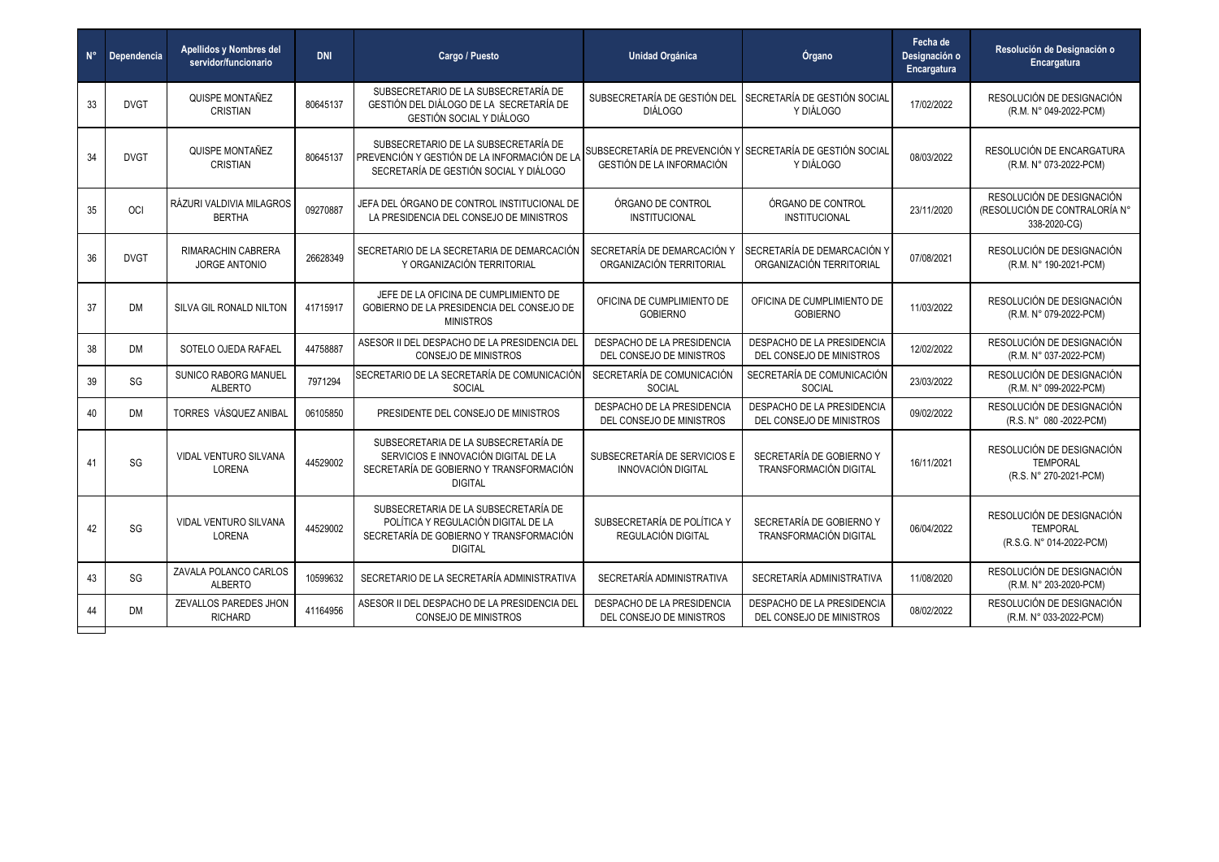| N° | Dependencia | Apellidos y Nombres del servidor/funcionario | DNI | Cargo / Puesto | Unidad Orgánica | Órgano | Fecha de Designación o Encargatura | Resolución de Designación o Encargatura |
|---|---|---|---|---|---|---|---|---|
| 33 | DVGT | QUISPE MONTAÑEZ CRISTIAN | 80645137 | SUBSECRETARIO DE LA SUBSECRETARÍA DE GESTIÓN DEL DIÁLOGO DE LA SECRETARÍA DE GESTIÓN SOCIAL Y DIÁLOGO | SUBSECRETARÍA DE GESTIÓN DEL DIÁLOGO | SECRETARÍA DE GESTIÓN SOCIAL Y DIÁLOGO | 17/02/2022 | RESOLUCIÓN DE DESIGNACIÓN (R.M. N° 049-2022-PCM) |
| 34 | DVGT | QUISPE MONTAÑEZ CRISTIAN | 80645137 | SUBSECRETARIO DE LA SUBSECRETARÍA DE PREVENCIÓN Y GESTIÓN DE LA INFORMACIÓN DE LA SECRETARÍA DE GESTIÓN SOCIAL Y DIÁLOGO | SUBSECRETARÍA DE PREVENCIÓN Y GESTIÓN DE LA INFORMACIÓN | SECRETARÍA DE GESTIÓN SOCIAL Y DIÁLOGO | 08/03/2022 | RESOLUCIÓN DE ENCARGATURA (R.M. N° 073-2022-PCM) |
| 35 | OCI | RÁZURI VALDIVIA MILAGROS BERTHA | 09270887 | JEFA DEL ÓRGANO DE CONTROL INSTITUCIONAL DE LA PRESIDENCIA DEL CONSEJO DE MINISTROS | ÓRGANO DE CONTROL INSTITUCIONAL | ÓRGANO DE CONTROL INSTITUCIONAL | 23/11/2020 | RESOLUCIÓN DE DESIGNACIÓN (RESOLUCIÓN DE CONTRALORÍA N° 338-2020-CG) |
| 36 | DVGT | RIMARACHIN CABRERA JORGE ANTONIO | 26628349 | SECRETARIO DE LA SECRETARIA DE DEMARCACIÓN Y ORGANIZACIÓN TERRITORIAL | SECRETARÍA DE DEMARCACIÓN Y ORGANIZACIÓN TERRITORIAL | SECRETARÍA DE DEMARCACIÓN Y ORGANIZACIÓN TERRITORIAL | 07/08/2021 | RESOLUCIÓN DE DESIGNACIÓN (R.M. N° 190-2021-PCM) |
| 37 | DM | SILVA GIL RONALD NILTON | 41715917 | JEFE DE LA OFICINA DE CUMPLIMIENTO DE GOBIERNO DE LA PRESIDENCIA DEL CONSEJO DE MINISTROS | OFICINA DE CUMPLIMIENTO DE GOBIERNO | OFICINA DE CUMPLIMIENTO DE GOBIERNO | 11/03/2022 | RESOLUCIÓN DE DESIGNACIÓN (R.M. N° 079-2022-PCM) |
| 38 | DM | SOTELO OJEDA RAFAEL | 44758887 | ASESOR II DEL DESPACHO DE LA PRESIDENCIA DEL CONSEJO DE MINISTROS | DESPACHO DE LA PRESIDENCIA DEL CONSEJO DE MINISTROS | DESPACHO DE LA PRESIDENCIA DEL CONSEJO DE MINISTROS | 12/02/2022 | RESOLUCIÓN DE DESIGNACIÓN (R.M. N° 037-2022-PCM) |
| 39 | SG | SUNICO RABORG MANUEL ALBERTO | 7971294 | SECRETARIO DE LA SECRETARÍA DE COMUNICACIÓN SOCIAL | SECRETARÍA DE COMUNICACIÓN SOCIAL | SECRETARÍA DE COMUNICACIÓN SOCIAL | 23/03/2022 | RESOLUCIÓN DE DESIGNACIÓN (R.M. N° 099-2022-PCM) |
| 40 | DM | TORRES VÁSQUEZ ANIBAL | 06105850 | PRESIDENTE DEL CONSEJO DE MINISTROS | DESPACHO DE LA PRESIDENCIA DEL CONSEJO DE MINISTROS | DESPACHO DE LA PRESIDENCIA DEL CONSEJO DE MINISTROS | 09/02/2022 | RESOLUCIÓN DE DESIGNACIÓN (R.S. N° 080 -2022-PCM) |
| 41 | SG | VIDAL VENTURO SILVANA LORENA | 44529002 | SUBSECRETARIA DE LA SUBSECRETARÍA DE SERVICIOS E INNOVACIÓN DIGITAL DE LA SECRETARÍA DE GOBIERNO Y TRANSFORMACIÓN DIGITAL | SUBSECRETARÍA DE SERVICIOS E INNOVACIÓN DIGITAL | SECRETARÍA DE GOBIERNO Y TRANSFORMACIÓN DIGITAL | 16/11/2021 | RESOLUCIÓN DE DESIGNACIÓN TEMPORAL (R.S. N° 270-2021-PCM) |
| 42 | SG | VIDAL VENTURO SILVANA LORENA | 44529002 | SUBSECRETARIA DE LA SUBSECRETARÍA DE POLÍTICA Y REGULACIÓN DIGITAL DE LA SECRETARÍA DE GOBIERNO Y TRANSFORMACIÓN DIGITAL | SUBSECRETARÍA DE POLÍTICA Y REGULACIÓN DIGITAL | SECRETARÍA DE GOBIERNO Y TRANSFORMACIÓN DIGITAL | 06/04/2022 | RESOLUCIÓN DE DESIGNACIÓN TEMPORAL (R.S.G. N° 014-2022-PCM) |
| 43 | SG | ZAVALA POLANCO CARLOS ALBERTO | 10599632 | SECRETARIO DE LA SECRETARÍA ADMINISTRATIVA | SECRETARÍA ADMINISTRATIVA | SECRETARÍA ADMINISTRATIVA | 11/08/2020 | RESOLUCIÓN DE DESIGNACIÓN (R.M. N° 203-2020-PCM) |
| 44 | DM | ZEVALLOS PAREDES JHON RICHARD | 41164956 | ASESOR II DEL DESPACHO DE LA PRESIDENCIA DEL CONSEJO DE MINISTROS | DESPACHO DE LA PRESIDENCIA DEL CONSEJO DE MINISTROS | DESPACHO DE LA PRESIDENCIA DEL CONSEJO DE MINISTROS | 08/02/2022 | RESOLUCIÓN DE DESIGNACIÓN (R.M. N° 033-2022-PCM) |